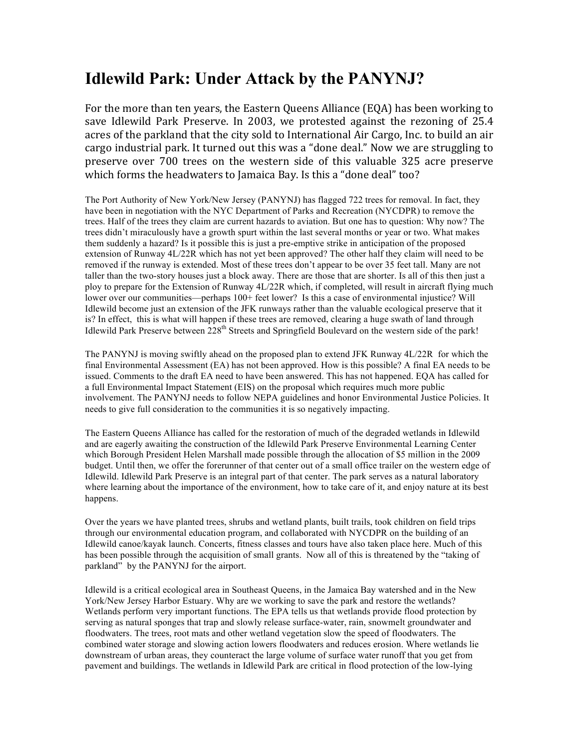# Idlewild Park: Under Attack by the PANYNJ?

For the more than ten years, the Eastern Queens Alliance (EQA) has been working to save Idlewild Park Preserve. In 2003, we protested against the rezoning of 25.4 acres of the parkland that the city sold to International Air Cargo, Inc. to build an air cargo industrial park. It turned out this was a "done deal." Now we are struggling to preserve over 700 trees on the western side of this valuable 325 acre preserve which forms the headwaters to Jamaica Bay. Is this a "done deal" too?

The Port Authority of New York/New Jersey (PANYNJ) has flagged 722 trees for removal. In fact, they have been in negotiation with the NYC Department of Parks and Recreation (NYCDPR) to remove the trees. Half of the trees they claim are current hazards to aviation. But one has to question: Why now? The trees didn't miraculously have a growth spurt within the last several months or year or two. What makes them suddenly a hazard? Is it possible this is just a pre-emptive strike in anticipation of the proposed extension of Runway 4L/22R which has not yet been approved? The other half they claim will need to be removed if the runway is extended. Most of these trees don't appear to be over 35 feet tall. Many are not taller than the two-story houses just a block away. There are those that are shorter. Is all of this then just a ploy to prepare for the Extension of Runway 4L/22R which, if completed, will result in aircraft flying much lower over our communities—perhaps 100+ feet lower? Is this a case of environmental injustice? Will Idlewild become just an extension of the JFK runways rather than the valuable ecological preserve that it is? In effect, this is what will happen if these trees are removed, clearing a huge swath of land through Idlewild Park Preserve between 228th Streets and Springfield Boulevard on the western side of the park!

The PANYNJ is moving swiftly ahead on the proposed plan to extend JFK Runway 4L/22R for which the final Environmental Assessment (EA) has not been approved. How is this possible? A final EA needs to be issued. Comments to the draft EA need to have been answered. This has not happened. EQA has called for a full Environmental Impact Statement (EIS) on the proposal which requires much more public involvement. The PANYNJ needs to follow NEPA guidelines and honor Environmental Justice Policies. It needs to give full consideration to the communities it is so negatively impacting.

The Eastern Queens Alliance has called for the restoration of much of the degraded wetlands in Idlewild and are eagerly awaiting the construction of the Idlewild Park Preserve Environmental Learning Center which Borough President Helen Marshall made possible through the allocation of $5 million in the 2009 budget. Until then, we offer the forerunner of that center out of a small office trailer on the western edge of Idlewild. Idlewild Park Preserve is an integral part of that center. The park serves as a natural laboratory where learning about the importance of the environment, how to take care of it, and enjoy nature at its best happens.

Over the years we have planted trees, shrubs and wetland plants, built trails, took children on field trips through our environmental education program, and collaborated with NYCDPR on the building of an Idlewild canoe/kayak launch. Concerts, fitness classes and tours have also taken place here. Much of this has been possible through the acquisition of small grants. Now all of this is threatened by the "taking of parkland" by the PANYNJ for the airport.

Idlewild is a critical ecological area in Southeast Queens, in the Jamaica Bay watershed and in the New York/New Jersey Harbor Estuary. Why are we working to save the park and restore the wetlands? Wetlands perform very important functions. The EPA tells us that wetlands provide flood protection by serving as natural sponges that trap and slowly release surface-water, rain, snowmelt groundwater and floodwaters. The trees, root mats and other wetland vegetation slow the speed of floodwaters. The combined water storage and slowing action lowers floodwaters and reduces erosion. Where wetlands lie downstream of urban areas, they counteract the large volume of surface water runoff that you get from pavement and buildings. The wetlands in Idlewild Park are critical in flood protection of the low-lying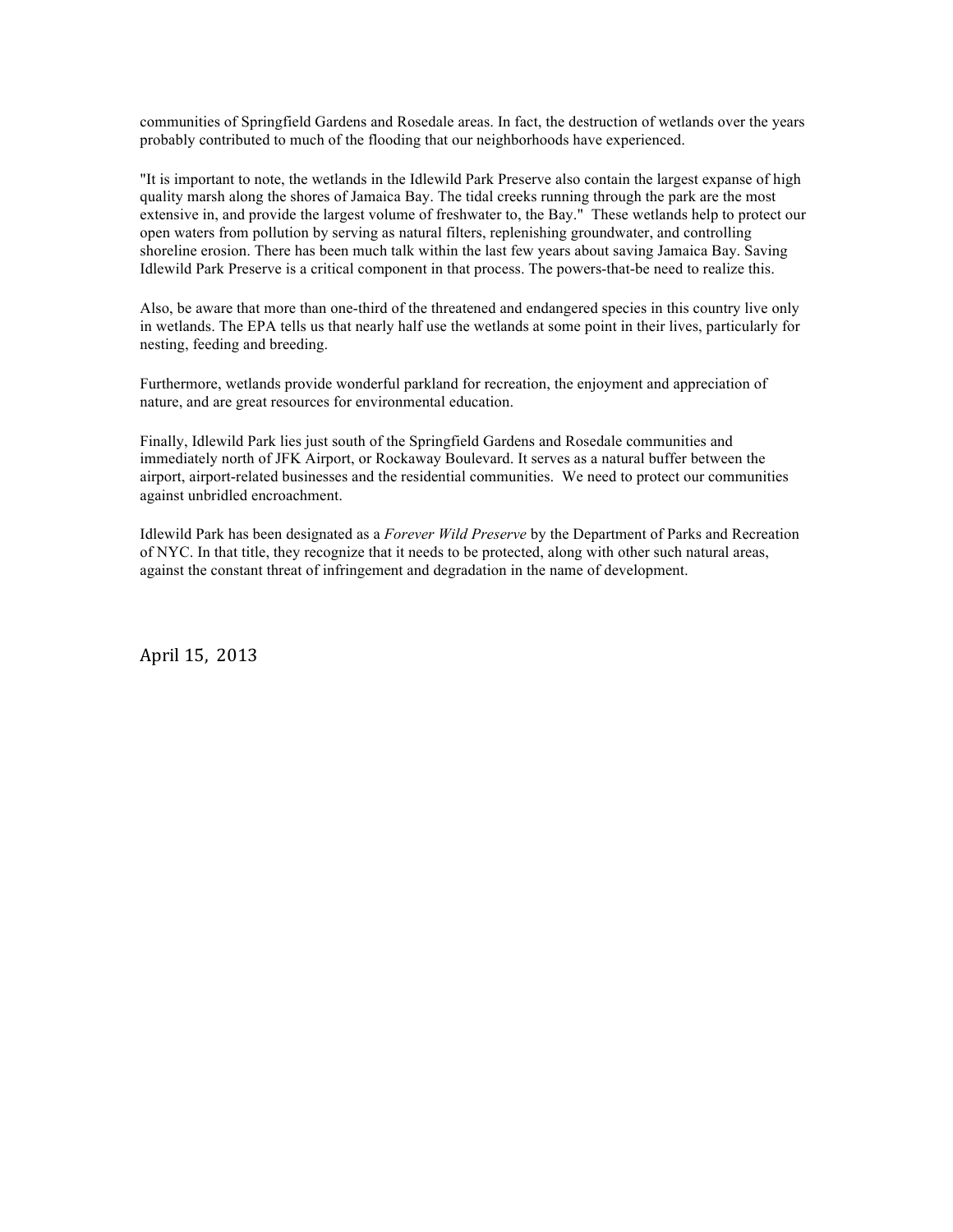communities of Springfield Gardens and Rosedale areas. In fact, the destruction of wetlands over the years probably contributed to much of the flooding that our neighborhoods have experienced.

"It is important to note, the wetlands in the Idlewild Park Preserve also contain the largest expanse of high quality marsh along the shores of Jamaica Bay. The tidal creeks running through the park are the most extensive in, and provide the largest volume of freshwater to, the Bay." These wetlands help to protect our open waters from pollution by serving as natural filters, replenishing groundwater, and controlling shoreline erosion. There has been much talk within the last few years about saving Jamaica Bay. Saving Idlewild Park Preserve is a critical component in that process. The powers-that-be need to realize this.

Also, be aware that more than one-third of the threatened and endangered species in this country live only in wetlands. The EPA tells us that nearly half use the wetlands at some point in their lives, particularly for nesting, feeding and breeding.

Furthermore, wetlands provide wonderful parkland for recreation, the enjoyment and appreciation of nature, and are great resources for environmental education.

Finally, Idlewild Park lies just south of the Springfield Gardens and Rosedale communities and immediately north of JFK Airport, or Rockaway Boulevard. It serves as a natural buffer between the airport, airport-related businesses and the residential communities. We need to protect our communities against unbridled encroachment.

Idlewild Park has been designated as a *Forever Wild Preserve* by the Department of Parks and Recreation of NYC. In that title, they recognize that it needs to be protected, along with other such natural areas, against the constant threat of infringement and degradation in the name of development.

April 15, 2013